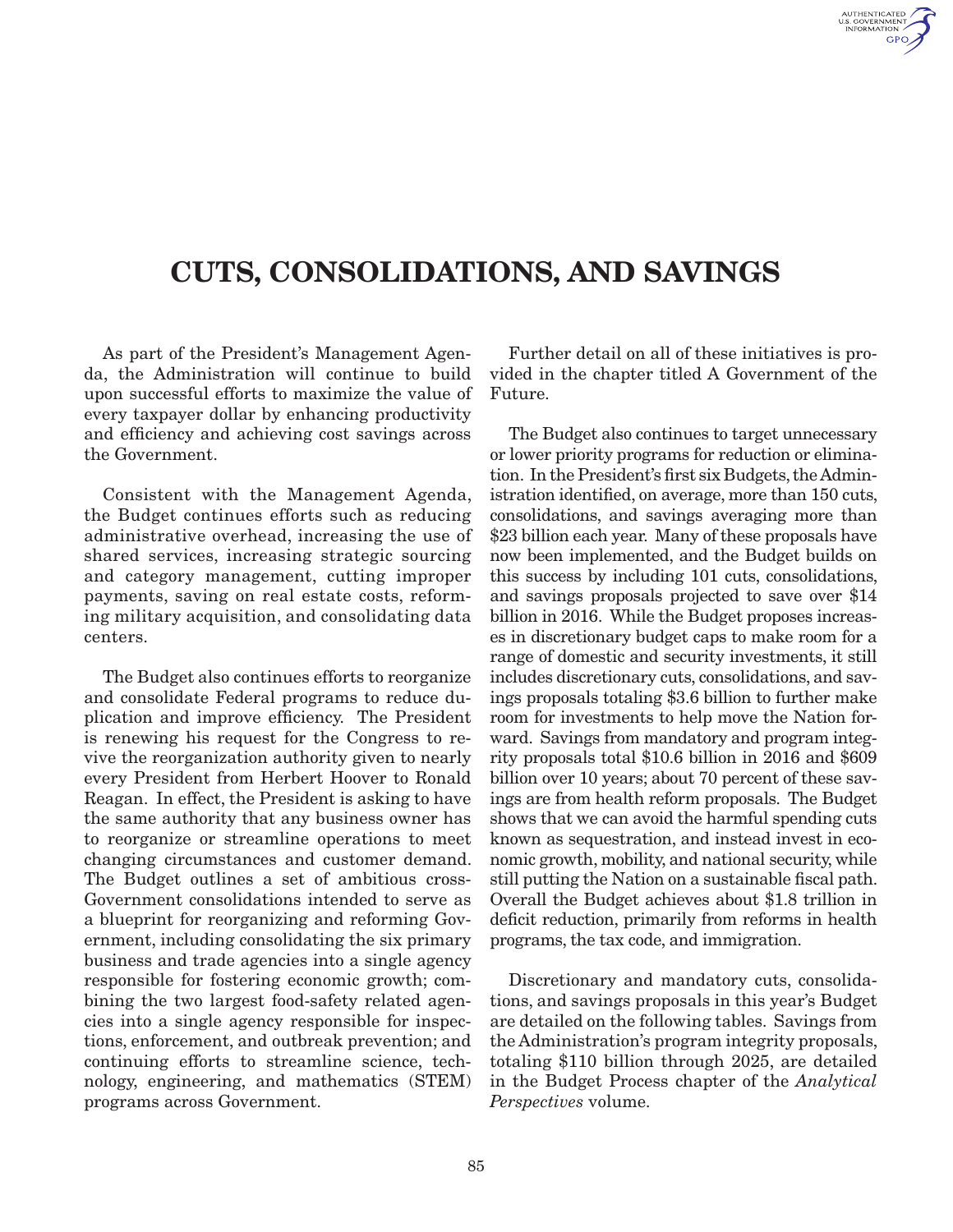# CUTS, CONSOLIDATIONS, AND SAVINGS

As part of the President's Management Agenda, the Administration will continue to build upon successful efforts to maximize the value of every taxpayer dollar by enhancing productivity and efficiency and achieving cost savings across the Government.

Consistent with the Management Agenda, the Budget continues efforts such as reducing administrative overhead, increasing the use of shared services, increasing strategic sourcing and category management, cutting improper payments, saving on real estate costs, reforming military acquisition, and consolidating data centers.

The Budget also continues efforts to reorganize and consolidate Federal programs to reduce duplication and improve efficiency. The President is renewing his request for the Congress to revive the reorganization authority given to nearly every President from Herbert Hoover to Ronald Reagan. In effect, the President is asking to have the same authority that any business owner has to reorganize or streamline operations to meet changing circumstances and customer demand. The Budget outlines a set of ambitious cross-Government consolidations intended to serve as a blueprint for reorganizing and reforming Government, including consolidating the six primary business and trade agencies into a single agency responsible for fostering economic growth; combining the two largest food-safety related agencies into a single agency responsible for inspections, enforcement, and outbreak prevention; and continuing efforts to streamline science, technology, engineering, and mathematics (STEM) programs across Government.

Further detail on all of these initiatives is provided in the chapter titled A Government of the Future.

The Budget also continues to target unnecessary or lower priority programs for reduction or elimination. In the President's first six Budgets, the Administration identified, on average, more than 150 cuts, consolidations, and savings averaging more than $23 billion each year. Many of these proposals have now been implemented, and the Budget builds on this success by including 101 cuts, consolidations, and savings proposals projected to save over $14 billion in 2016. While the Budget proposes increases in discretionary budget caps to make room for a range of domestic and security investments, it still includes discretionary cuts, consolidations, and savings proposals totaling $3.6 billion to further make room for investments to help move the Nation forward. Savings from mandatory and program integrity proposals total $10.6 billion in 2016 and $609 billion over 10 years; about 70 percent of these savings are from health reform proposals. The Budget shows that we can avoid the harmful spending cuts known as sequestration, and instead invest in economic growth, mobility, and national security, while still putting the Nation on a sustainable fiscal path. Overall the Budget achieves about $1.8 trillion in deficit reduction, primarily from reforms in health programs, the tax code, and immigration.

Discretionary and mandatory cuts, consolidations, and savings proposals in this year's Budget are detailed on the following tables. Savings from the Administration's program integrity proposals, totaling $110 billion through 2025, are detailed in the Budget Process chapter of the *Analytical Perspectives* volume.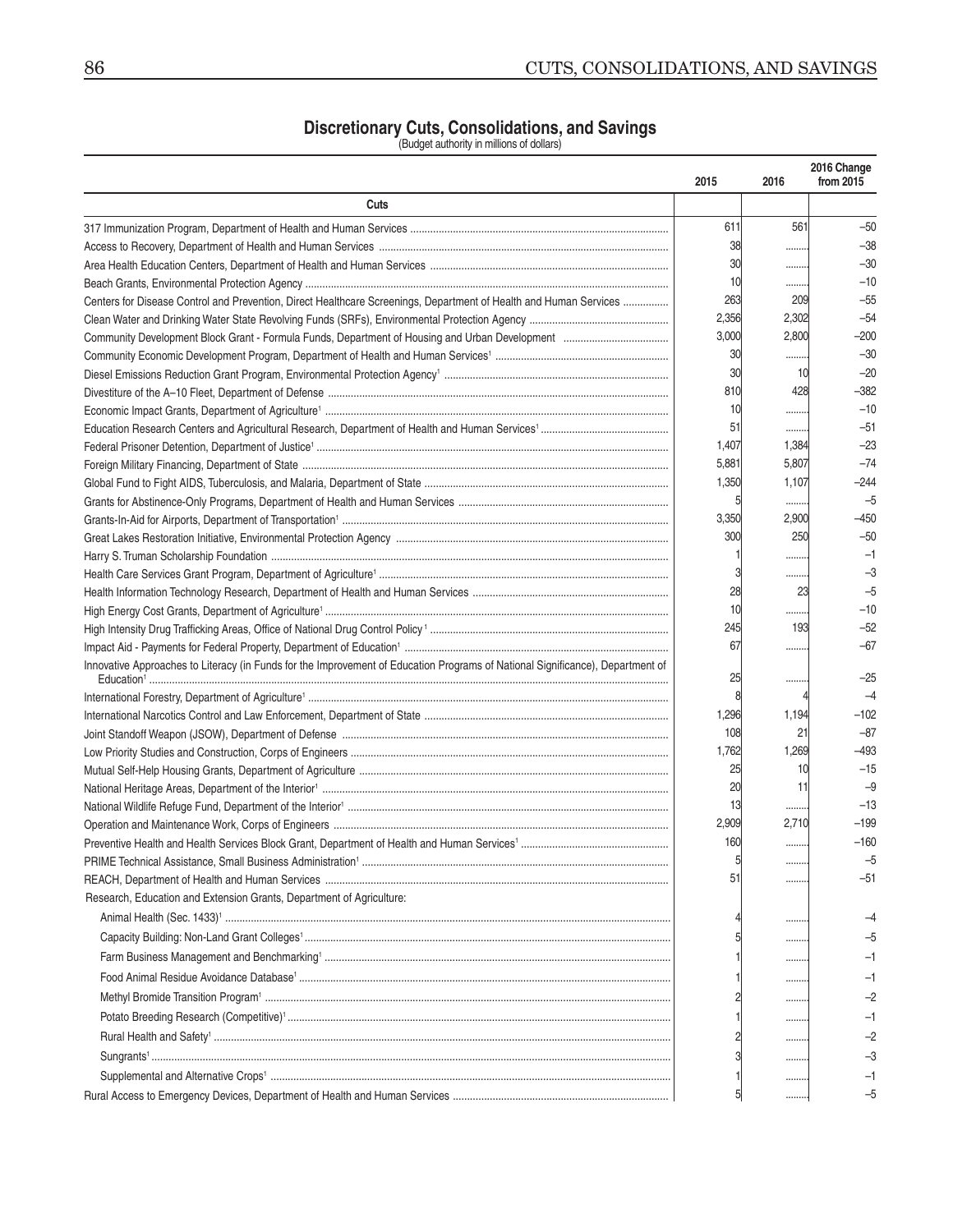## Discretionary Cuts, Consolidations, and Savings

(Budget authority in millions of dollars)

| | 2015 | 2016 | 2016 Change from 2015 |
|---|---|---|---|
| **Cuts** | | | |
| 317 Immunization Program, Department of Health and Human Services | 611 | 561 | –50 |
| Access to Recovery, Department of Health and Human Services | 38 | ........ | –38 |
| Area Health Education Centers, Department of Health and Human Services | 30 | ........ | –30 |
| Beach Grants, Environmental Protection Agency | 10 | ........ | –10 |
| Centers for Disease Control and Prevention, Direct Healthcare Screenings, Department of Health and Human Services | 263 | 209 | –55 |
| Clean Water and Drinking Water State Revolving Funds (SRFs), Environmental Protection Agency | 2,356 | 2,302 | –54 |
| Community Development Block Grant - Formula Funds, Department of Housing and Urban Development | 3,000 | 2,800 | –200 |
| Community Economic Development Program, Department of Health and Human Services[1] | 30 | ........ | –30 |
| Diesel Emissions Reduction Grant Program, Environmental Protection Agency[1] | 30 | 10 | –20 |
| Divestiture of the A–10 Fleet, Department of Defense | 810 | 428 | –382 |
| Economic Impact Grants, Department of Agriculture[1] | 10 | ........ | –10 |
| Education Research Centers and Agricultural Research, Department of Health and Human Services[1] | 51 | ........ | –51 |
| Federal Prisoner Detention, Department of Justice[1] | 1,407 | 1,384 | –23 |
| Foreign Military Financing, Department of State | 5,881 | 5,807 | –74 |
| Global Fund to Fight AIDS, Tuberculosis, and Malaria, Department of State | 1,350 | 1,107 | –244 |
| Grants for Abstinence-Only Programs, Department of Health and Human Services | 5 | ........ | –5 |
| Grants-In-Aid for Airports, Department of Transportation[1] | 3,350 | 2,900 | –450 |
| Great Lakes Restoration Initiative, Environmental Protection Agency | 300 | 250 | –50 |
| Harry S. Truman Scholarship Foundation | 1 | ........ | –1 |
| Health Care Services Grant Program, Department of Agriculture[1] | 3 | ........ | –3 |
| Health Information Technology Research, Department of Health and Human Services | 28 | 23 | –5 |
| High Energy Cost Grants, Department of Agriculture[1] | 10 | ........ | –10 |
| High Intensity Drug Trafficking Areas, Office of National Drug Control Policy[1] | 245 | 193 | –52 |
| Impact Aid - Payments for Federal Property, Department of Education[1] | 67 | ........ | –67 |
| Innovative Approaches to Literacy (in Funds for the Improvement of Education Programs of National Significance), Department of Education[1] | 25 | ........ | –25 |
| International Forestry, Department of Agriculture[1] | 8 | 4 | –4 |
| International Narcotics Control and Law Enforcement, Department of State | 1,296 | 1,194 | –102 |
| Joint Standoff Weapon (JSOW), Department of Defense | 108 | 21 | –87 |
| Low Priority Studies and Construction, Corps of Engineers | 1,762 | 1,269 | –493 |
| Mutual Self-Help Housing Grants, Department of Agriculture | 25 | 10 | –15 |
| National Heritage Areas, Department of the Interior[1] | 20 | 11 | –9 |
| National Wildlife Refuge Fund, Department of the Interior[1] | 13 | ........ | –13 |
| Operation and Maintenance Work, Corps of Engineers | 2,909 | 2,710 | –199 |
| Preventive Health and Health Services Block Grant, Department of Health and Human Services[1] | 160 | ........ | –160 |
| PRIME Technical Assistance, Small Business Administration[1] | 5 | ........ | –5 |
| REACH, Department of Health and Human Services | 51 | ........ | –51 |
| Research, Education and Extension Grants, Department of Agriculture: | | | |
| Animal Health (Sec. 1433)[1] | 4 | ........ | –4 |
| Capacity Building: Non-Land Grant Colleges[1] | 5 | ........ | –5 |
| Farm Business Management and Benchmarking[1] | 1 | ........ | –1 |
| Food Animal Residue Avoidance Database[1] | 1 | ........ | –1 |
| Methyl Bromide Transition Program[1] | 2 | ........ | –2 |
| Potato Breeding Research (Competitive)[1] | 1 | ........ | –1 |
| Rural Health and Safety[1] | 2 | ........ | –2 |
| Sungrants[1] | 3 | ........ | –3 |
| Supplemental and Alternative Crops[1] | 1 | ........ | –1 |
| Rural Access to Emergency Devices, Department of Health and Human Services | 5 | ........ | –5 |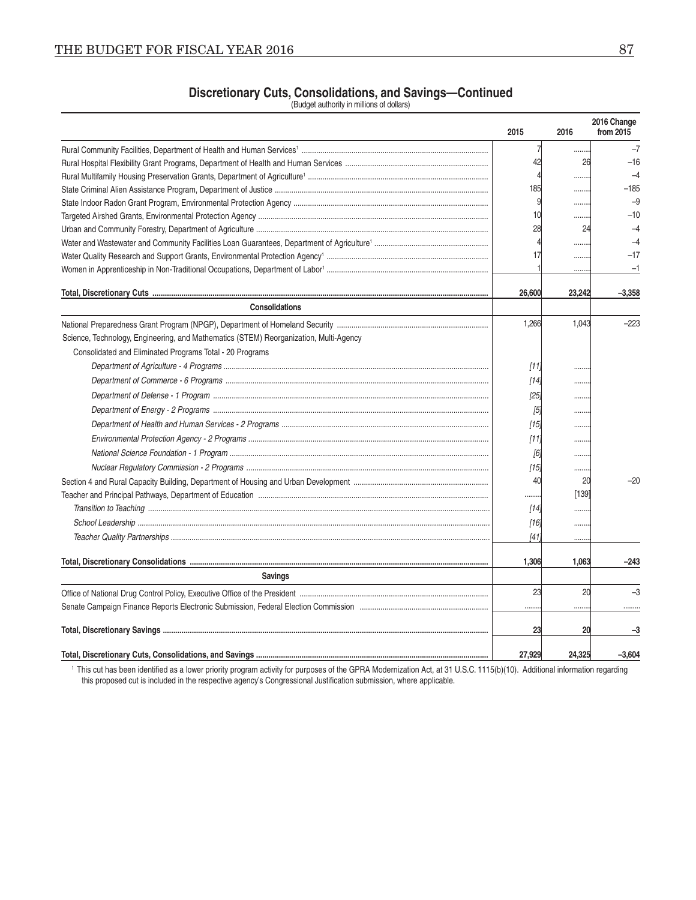## Discretionary Cuts, Consolidations, and Savings—Continued

(Budget authority in millions of dollars)

| | 2015 | 2016 | 2016 Change from 2015 |
|---|---|---|---|
| Rural Community Facilities, Department of Health and Human Services[1] | 7 | ......... | –7 |
| Rural Hospital Flexibility Grant Programs, Department of Health and Human Services | 42 | 26 | –16 |
| Rural Multifamily Housing Preservation Grants, Department of Agriculture[1] | 4 | ......... | –4 |
| State Criminal Alien Assistance Program, Department of Justice | 185 | ......... | –185 |
| State Indoor Radon Grant Program, Environmental Protection Agency | 9 | ......... | –9 |
| Targeted Airshed Grants, Environmental Protection Agency | 10 | ......... | –10 |
| Urban and Community Forestry, Department of Agriculture | 28 | 24 | –4 |
| Water and Wastewater and Community Facilities Loan Guarantees, Department of Agriculture[1] | 4 | ......... | –4 |
| Water Quality Research and Support Grants, Environmental Protection Agency[1] | 17 | ......... | –17 |
| Women in Apprenticeship in Non-Traditional Occupations, Department of Labor[1] | 1 | ......... | –1 |
| **Total, Discretionary Cuts** | **26,600** | **23,242** | **–3,358** |
| **Consolidations** | | | |
| National Preparedness Grant Program (NPGP), Department of Homeland Security | 1,266 | 1,043 | –223 |
| Science, Technology, Engineering, and Mathematics (STEM) Reorganization, Multi-Agency | | | |
| Consolidated and Eliminated Programs Total - 20 Programs | | | |
| *Department of Agriculture - 4 Programs* | *[11]* | ......... | |
| *Department of Commerce - 6 Programs* | *[14]* | ......... | |
| *Department of Defense - 1 Program* | *[25]* | ......... | |
| *Department of Energy - 2 Programs* | *[5]* | ......... | |
| *Department of Health and Human Services - 2 Programs* | *[15]* | ......... | |
| *Environmental Protection Agency - 2 Programs* | *[11]* | ......... | |
| *National Science Foundation - 1 Program* | *[6]* | ......... | |
| *Nuclear Regulatory Commission - 2 Programs* | *[15]* | ......... | |
| Section 4 and Rural Capacity Building, Department of Housing and Urban Development | 40 | 20 | –20 |
| Teacher and Principal Pathways, Department of Education | ......... | [139] | |
| *Transition to Teaching* | *[14]* | ......... | |
| *School Leadership* | *[16]* | ......... | |
| *Teacher Quality Partnerships* | *[41]* | ......... | |
| **Total, Discretionary Consolidations** | **1,306** | **1,063** | **–243** |
| **Savings** | | | |
| Office of National Drug Control Policy, Executive Office of the President | 23 | 20 | –3 |
| Senate Campaign Finance Reports Electronic Submission, Federal Election Commission | ......... | ......... | ......... |
| **Total, Discretionary Savings** | **23** | **20** | **–3** |
| **Total, Discretionary Cuts, Consolidations, and Savings** | **27,929** | **24,325** | **–3,604** |

[1] This cut has been identified as a lower priority program activity for purposes of the GPRA Modernization Act, at 31 U.S.C. 1115(b)(10). Additional information regarding this proposed cut is included in the respective agency's Congressional Justification submission, where applicable.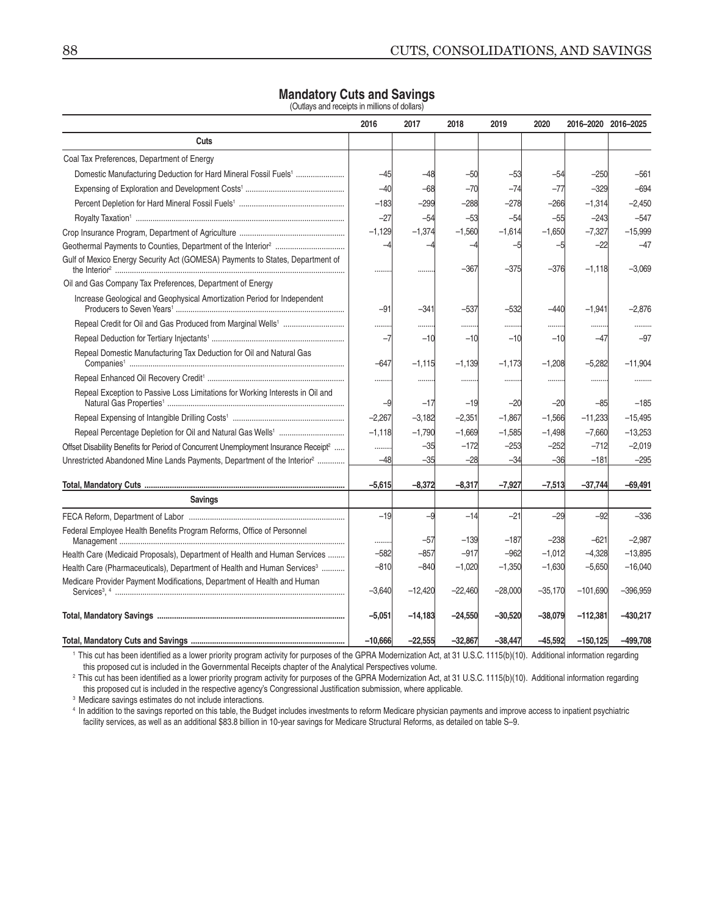## Mandatory Cuts and Savings

(Outlays and receipts in millions of dollars)

| | 2016 | 2017 | 2018 | 2019 | 2020 | 2016–2020 | 2016–2025 |
|---|---|---|---|---|---|---|---|
| **Cuts** | | | | | | | |
| Coal Tax Preferences, Department of Energy | | | | | | | |
| Domestic Manufacturing Deduction for Hard Mineral Fossil Fuels[1] | –45 | –48 | –50 | –53 | –54 | –250 | –561 |
| Expensing of Exploration and Development Costs[1] | –40 | –68 | –70 | –74 | –77 | –329 | –694 |
| Percent Depletion for Hard Mineral Fossil Fuels[1] | –183 | –299 | –288 | –278 | –266 | –1,314 | –2,450 |
| Royalty Taxation[1] | –27 | –54 | –53 | –54 | –55 | –243 | –547 |
| Crop Insurance Program, Department of Agriculture | –1,129 | –1,374 | –1,560 | –1,614 | –1,650 | –7,327 | –15,999 |
| Geothermal Payments to Counties, Department of the Interior[2] | –4 | –4 | –4 | –5 | –5 | –22 | –47 |
| Gulf of Mexico Energy Security Act (GOMESA) Payments to States, Department of the Interior[2] | ........ | ........ | –367 | –375 | –376 | –1,118 | –3,069 |
| Oil and Gas Company Tax Preferences, Department of Energy | | | | | | | |
| Increase Geological and Geophysical Amortization Period for Independent Producers to Seven Years[1] | –91 | –341 | –537 | –532 | –440 | –1,941 | –2,876 |
| Repeal Credit for Oil and Gas Produced from Marginal Wells[1] | ........ | ........ | ........ | ........ | ........ | ........ | ........ |
| Repeal Deduction for Tertiary Injectants[1] | –7 | –10 | –10 | –10 | –10 | –47 | –97 |
| Repeal Domestic Manufacturing Tax Deduction for Oil and Natural Gas Companies[1] | –647 | –1,115 | –1,139 | –1,173 | –1,208 | –5,282 | –11,904 |
| Repeal Enhanced Oil Recovery Credit[1] | ........ | ........ | ........ | ........ | ........ | ........ | ........ |
| Repeal Exception to Passive Loss Limitations for Working Interests in Oil and Natural Gas Properties[1] | –9 | –17 | –19 | –20 | –20 | –85 | –185 |
| Repeal Expensing of Intangible Drilling Costs[1] | –2,267 | –3,182 | –2,351 | –1,867 | –1,566 | –11,233 | –15,495 |
| Repeal Percentage Depletion for Oil and Natural Gas Wells[1] | –1,118 | –1,790 | –1,669 | –1,585 | –1,498 | –7,660 | –13,253 |
| Offset Disability Benefits for Period of Concurrent Unemployment Insurance Receipt[2] | ........ | –35 | –172 | –253 | –252 | –712 | –2,019 |
| Unrestricted Abandoned Mine Lands Payments, Department of the Interior[2] | –48 | –35 | –28 | –34 | –36 | –181 | –295 |
| **Total, Mandatory Cuts** | **–5,615** | **–8,372** | **–8,317** | **–7,927** | **–7,513** | **–37,744** | **–69,491** |
| **Savings** | | | | | | | |
| FECA Reform, Department of Labor | –19 | –9 | –14 | –21 | –29 | –92 | –336 |
| Federal Employee Health Benefits Program Reforms, Office of Personnel Management | ........ | –57 | –139 | –187 | –238 | –621 | –2,987 |
| Health Care (Medicaid Proposals), Department of Health and Human Services | –582 | –857 | –917 | –962 | –1,012 | –4,328 | –13,895 |
| Health Care (Pharmaceuticals), Department of Health and Human Services[3] | –810 | –840 | –1,020 | –1,350 | –1,630 | –5,650 | –16,040 |
| Medicare Provider Payment Modifications, Department of Health and Human Services[3, 4] | –3,640 | –12,420 | –22,460 | –28,000 | –35,170 | –101,690 | –396,959 |
| **Total, Mandatory Savings** | **–5,051** | **–14,183** | **–24,550** | **–30,520** | **–38,079** | **–112,381** | **–430,217** |
| **Total, Mandatory Cuts and Savings** | **–10,666** | **–22,555** | **–32,867** | **–38,447** | **–45,592** | **–150,125** | **–499,708** |

[1] This cut has been identified as a lower priority program activity for purposes of the GPRA Modernization Act, at 31 U.S.C. 1115(b)(10). Additional information regarding this proposed cut is included in the Governmental Receipts chapter of the Analytical Perspectives volume.

[2] This cut has been identified as a lower priority program activity for purposes of the GPRA Modernization Act, at 31 U.S.C. 1115(b)(10). Additional information regarding this proposed cut is included in the respective agency's Congressional Justification submission, where applicable.

[3] Medicare savings estimates do not include interactions.

[4] In addition to the savings reported on this table, the Budget includes investments to reform Medicare physician payments and improve access to inpatient psychiatric facility services, as well as an additional $83.8 billion in 10-year savings for Medicare Structural Reforms, as detailed on table S–9.